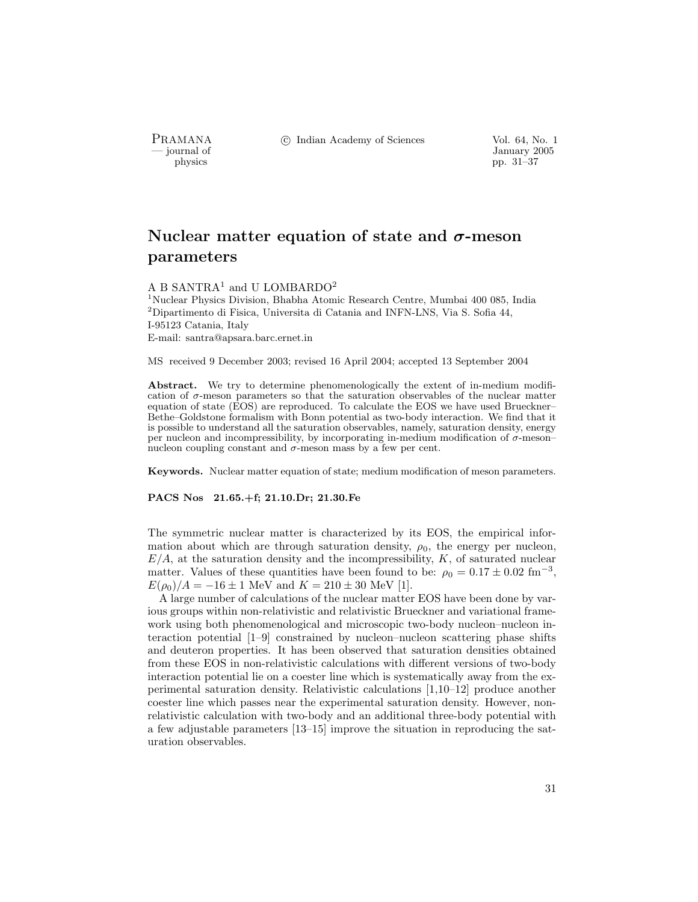# Nuclear matter equation of state and $\sigma$-meson parameters

A B SANTRA[1] and U LOMBARDO[2]

[1]Nuclear Physics Division, Bhabha Atomic Research Centre, Mumbai 400 085, India
[2]Dipartimento di Fisica, Universita di Catania and INFN-LNS, Via S. Sofia 44, I-95123 Catania, Italy
E-mail: santra@apsara.barc.ernet.in

MS received 9 December 2003; revised 16 April 2004; accepted 13 September 2004

**Abstract.** We try to determine phenomenologically the extent of in-medium modification of $\sigma$-meson parameters so that the saturation observables of the nuclear matter equation of state (EOS) are reproduced. To calculate the EOS we have used Brueckner–Bethe–Goldstone formalism with Bonn potential as two-body interaction. We find that it is possible to understand all the saturation observables, namely, saturation density, energy per nucleon and incompressibility, by incorporating in-medium modification of $\sigma$-meson–nucleon coupling constant and $\sigma$-meson mass by a few per cent.

**Keywords.** Nuclear matter equation of state; medium modification of meson parameters.

**PACS Nos 21.65.+f; 21.10.Dr; 21.30.Fe**

The symmetric nuclear matter is characterized by its EOS, the empirical information about which are through saturation density, $\rho_0$, the energy per nucleon, $E/A$, at the saturation density and the incompressibility, $K$, of saturated nuclear matter. Values of these quantities have been found to be: $\rho_0 = 0.17 \pm 0.02$ fm$^{-3}$, $E(\rho_0)/A = -16 \pm 1$ MeV and $K = 210 \pm 30$ MeV [1].

A large number of calculations of the nuclear matter EOS have been done by various groups within non-relativistic and relativistic Brueckner and variational framework using both phenomenological and microscopic two-body nucleon–nucleon interaction potential [1–9] constrained by nucleon–nucleon scattering phase shifts and deuteron properties. It has been observed that saturation densities obtained from these EOS in non-relativistic calculations with different versions of two-body interaction potential lie on a coester line which is systematically away from the experimental saturation density. Relativistic calculations [1,10–12] produce another coester line which passes near the experimental saturation density. However, non-relativistic calculation with two-body and an additional three-body potential with a few adjustable parameters [13–15] improve the situation in reproducing the saturation observables.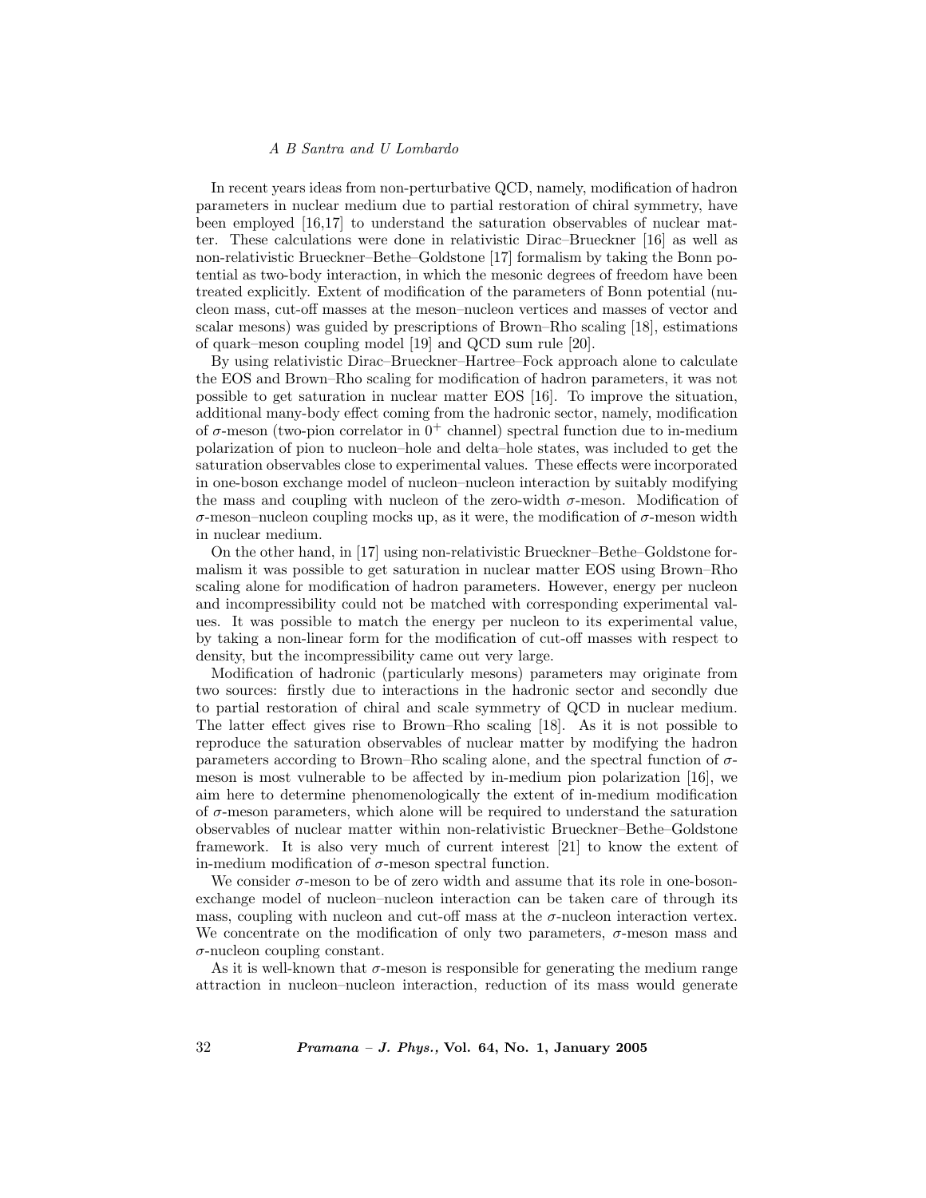In recent years ideas from non-perturbative QCD, namely, modification of hadron parameters in nuclear medium due to partial restoration of chiral symmetry, have been employed [16,17] to understand the saturation observables of nuclear matter. These calculations were done in relativistic Dirac–Brueckner [16] as well as non-relativistic Brueckner–Bethe–Goldstone [17] formalism by taking the Bonn potential as two-body interaction, in which the mesonic degrees of freedom have been treated explicitly. Extent of modification of the parameters of Bonn potential (nucleon mass, cut-off masses at the meson–nucleon vertices and masses of vector and scalar mesons) was guided by prescriptions of Brown–Rho scaling [18], estimations of quark–meson coupling model [19] and QCD sum rule [20].

By using relativistic Dirac–Brueckner–Hartree–Fock approach alone to calculate the EOS and Brown–Rho scaling for modification of hadron parameters, it was not possible to get saturation in nuclear matter EOS [16]. To improve the situation, additional many-body effect coming from the hadronic sector, namely, modification of $\sigma$-meson (two-pion correlator in $0^+$ channel) spectral function due to in-medium polarization of pion to nucleon–hole and delta–hole states, was included to get the saturation observables close to experimental values. These effects were incorporated in one-boson exchange model of nucleon–nucleon interaction by suitably modifying the mass and coupling with nucleon of the zero-width $\sigma$-meson. Modification of $\sigma$-meson–nucleon coupling mocks up, as it were, the modification of $\sigma$-meson width in nuclear medium.

On the other hand, in [17] using non-relativistic Brueckner–Bethe–Goldstone formalism it was possible to get saturation in nuclear matter EOS using Brown–Rho scaling alone for modification of hadron parameters. However, energy per nucleon and incompressibility could not be matched with corresponding experimental values. It was possible to match the energy per nucleon to its experimental value, by taking a non-linear form for the modification of cut-off masses with respect to density, but the incompressibility came out very large.

Modification of hadronic (particularly mesons) parameters may originate from two sources: firstly due to interactions in the hadronic sector and secondly due to partial restoration of chiral and scale symmetry of QCD in nuclear medium. The latter effect gives rise to Brown–Rho scaling [18]. As it is not possible to reproduce the saturation observables of nuclear matter by modifying the hadron parameters according to Brown–Rho scaling alone, and the spectral function of $\sigma$-meson is most vulnerable to be affected by in-medium pion polarization [16], we aim here to determine phenomenologically the extent of in-medium modification of $\sigma$-meson parameters, which alone will be required to understand the saturation observables of nuclear matter within non-relativistic Brueckner–Bethe–Goldstone framework. It is also very much of current interest [21] to know the extent of in-medium modification of $\sigma$-meson spectral function.

We consider $\sigma$-meson to be of zero width and assume that its role in one-boson-exchange model of nucleon–nucleon interaction can be taken care of through its mass, coupling with nucleon and cut-off mass at the $\sigma$-nucleon interaction vertex. We concentrate on the modification of only two parameters, $\sigma$-meson mass and $\sigma$-nucleon coupling constant.

As it is well-known that $\sigma$-meson is responsible for generating the medium range attraction in nucleon–nucleon interaction, reduction of its mass would generate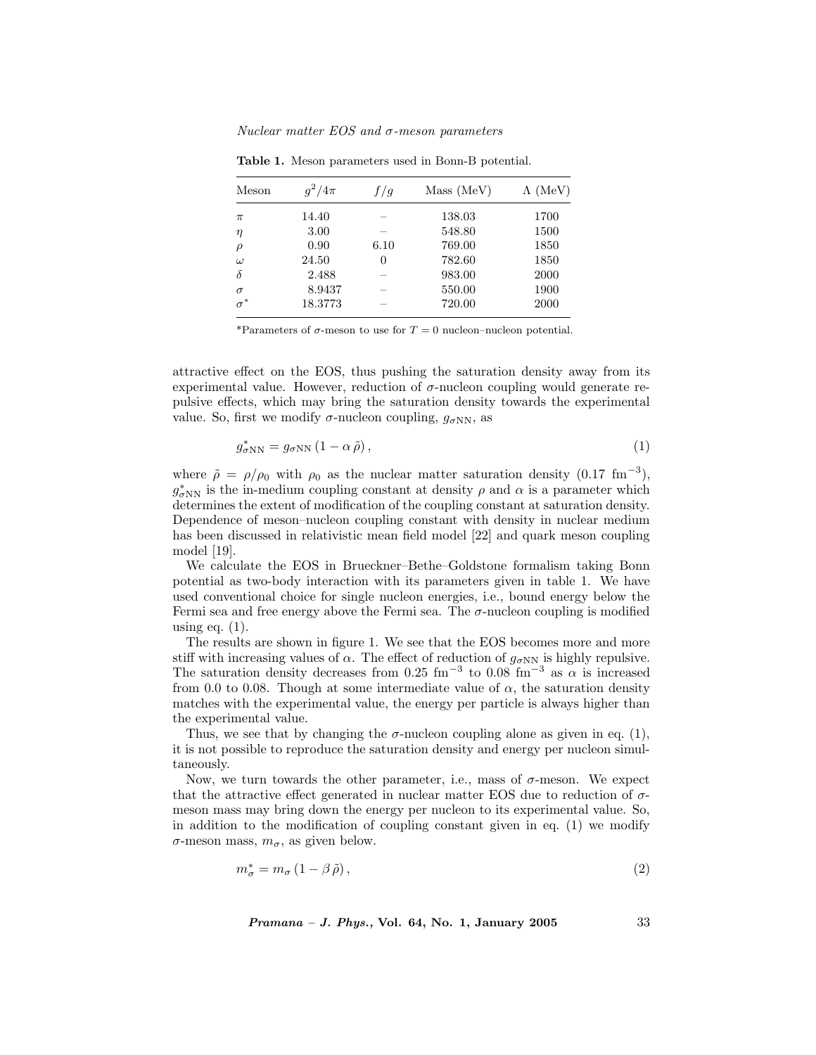**Table 1.** Meson parameters used in Bonn-B potential.

| Meson | $g^2/4\pi$ | $f/g$ | Mass (MeV) | $\Lambda$ (MeV) |
|---|---|---|---|---|
| $\pi$ | 14.40 | – | 138.03 | 1700 |
| $\eta$ | 3.00 | – | 548.80 | 1500 |
| $\rho$ | 0.90 | 6.10 | 769.00 | 1850 |
| $\omega$ | 24.50 | 0 | 782.60 | 1850 |
| $\delta$ | 2.488 | – | 983.00 | 2000 |
| $\sigma$ | 8.9437 | – | 550.00 | 1900 |
| $\sigma^*$ | 18.3773 | – | 720.00 | 2000 |

*Parameters of $\sigma$-meson to use for $T = 0$ nucleon–nucleon potential.

attractive effect on the EOS, thus pushing the saturation density away from its experimental value. However, reduction of $\sigma$-nucleon coupling would generate repulsive effects, which may bring the saturation density towards the experimental value. So, first we modify $\sigma$-nucleon coupling, $g_{\sigma\mathrm{NN}}$, as

$$g^*_{\sigma\mathrm{NN}} = g_{\sigma\mathrm{NN}} \left(1 - \alpha\, \tilde{\rho}\right), \tag{1}$$

where $\tilde{\rho} = \rho/\rho_0$ with $\rho_0$ as the nuclear matter saturation density (0.17 $\mathrm{fm}^{-3}$), $g^*_{\sigma\mathrm{NN}}$ is the in-medium coupling constant at density $\rho$ and $\alpha$ is a parameter which determines the extent of modification of the coupling constant at saturation density. Dependence of meson–nucleon coupling constant with density in nuclear medium has been discussed in relativistic mean field model [22] and quark meson coupling model [19].

We calculate the EOS in Brueckner–Bethe–Goldstone formalism taking Bonn potential as two-body interaction with its parameters given in table 1. We have used conventional choice for single nucleon energies, i.e., bound energy below the Fermi sea and free energy above the Fermi sea. The $\sigma$-nucleon coupling is modified using eq. (1).

The results are shown in figure 1. We see that the EOS becomes more and more stiff with increasing values of $\alpha$. The effect of reduction of $g_{\sigma\mathrm{NN}}$ is highly repulsive. The saturation density decreases from 0.25 $\mathrm{fm}^{-3}$ to 0.08 $\mathrm{fm}^{-3}$ as $\alpha$ is increased from 0.0 to 0.08. Though at some intermediate value of $\alpha$, the saturation density matches with the experimental value, the energy per particle is always higher than the experimental value.

Thus, we see that by changing the $\sigma$-nucleon coupling alone as given in eq. (1), it is not possible to reproduce the saturation density and energy per nucleon simultaneously.

Now, we turn towards the other parameter, i.e., mass of $\sigma$-meson. We expect that the attractive effect generated in nuclear matter EOS due to reduction of $\sigma$-meson mass may bring down the energy per nucleon to its experimental value. So, in addition to the modification of coupling constant given in eq. (1) we modify $\sigma$-meson mass, $m_\sigma$, as given below.

$$m^*_\sigma = m_\sigma \left(1 - \beta\, \tilde{\rho}\right), \tag{2}$$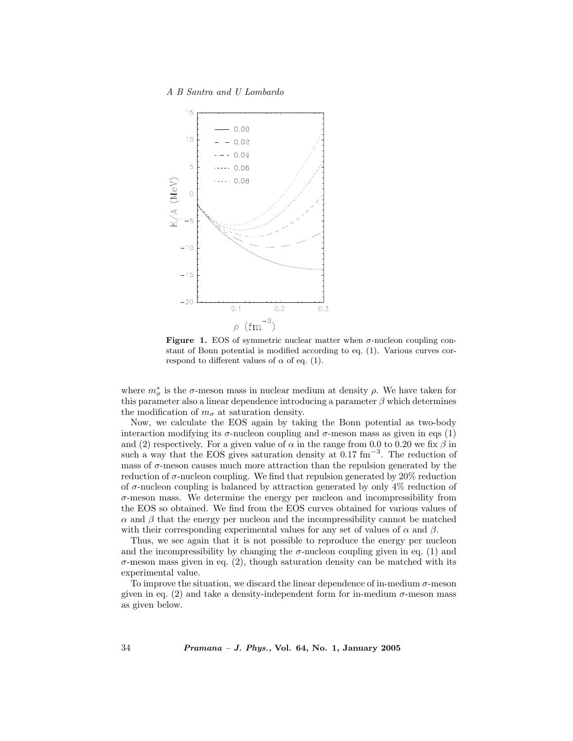**Figure 1.** EOS of symmetric nuclear matter when $\sigma$-nucleon coupling constant of Bonn potential is modified according to eq. (1). Various curves correspond to different values of $\alpha$ of eq. (1).

where $m_\sigma^*$ is the $\sigma$-meson mass in nuclear medium at density $\rho$. We have taken for this parameter also a linear dependence introducing a parameter $\beta$ which determines the modification of $m_\sigma$ at saturation density.

Now, we calculate the EOS again by taking the Bonn potential as two-body interaction modifying its $\sigma$-nucleon coupling and $\sigma$-meson mass as given in eqs (1) and (2) respectively. For a given value of $\alpha$ in the range from 0.0 to 0.20 we fix $\beta$ in such a way that the EOS gives saturation density at 0.17 $\text{fm}^{-3}$. The reduction of mass of $\sigma$-meson causes much more attraction than the repulsion generated by the reduction of $\sigma$-nucleon coupling. We find that repulsion generated by 20% reduction of $\sigma$-nucleon coupling is balanced by attraction generated by only 4% reduction of $\sigma$-meson mass. We determine the energy per nucleon and incompressibility from the EOS so obtained. We find from the EOS curves obtained for various values of $\alpha$ and $\beta$ that the energy per nucleon and the incompressibility cannot be matched with their corresponding experimental values for any set of values of $\alpha$ and $\beta$.

Thus, we see again that it is not possible to reproduce the energy per nucleon and the incompressibility by changing the $\sigma$-nucleon coupling given in eq. (1) and $\sigma$-meson mass given in eq. (2), though saturation density can be matched with its experimental value.

To improve the situation, we discard the linear dependence of in-medium $\sigma$-meson given in eq. (2) and take a density-independent form for in-medium $\sigma$-meson mass as given below.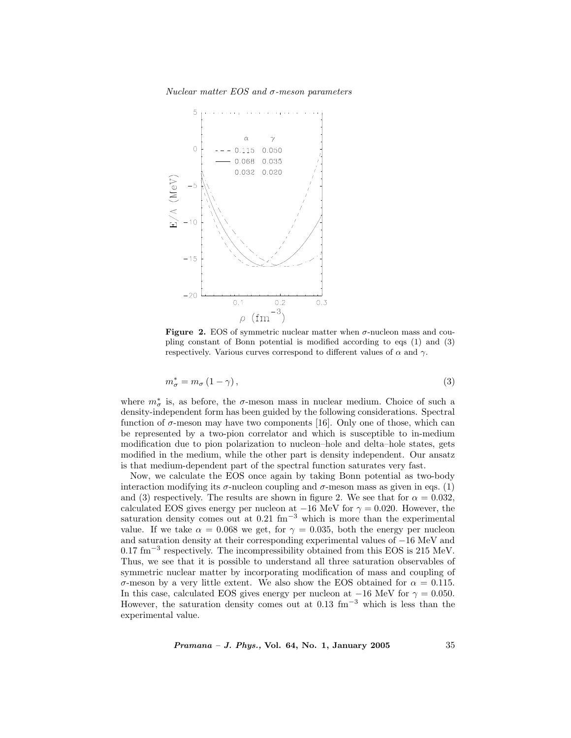**Figure 2.** EOS of symmetric nuclear matter when $\sigma$-nucleon mass and coupling constant of Bonn potential is modified according to eqs (1) and (3) respectively. Various curves correspond to different values of $\alpha$ and $\gamma$.

$$m^*_\sigma = m_\sigma\,(1-\gamma)\,, \tag{3}$$

where $m^*_\sigma$ is, as before, the $\sigma$-meson mass in nuclear medium. Choice of such a density-independent form has been guided by the following considerations. Spectral function of $\sigma$-meson may have two components [16]. Only one of those, which can be represented by a two-pion correlator and which is susceptible to in-medium modification due to pion polarization to nucleon–hole and delta–hole states, gets modified in the medium, while the other part is density independent. Our ansatz is that medium-dependent part of the spectral function saturates very fast.

Now, we calculate the EOS once again by taking Bonn potential as two-body interaction modifying its $\sigma$-nucleon coupling and $\sigma$-meson mass as given in eqs. (1) and (3) respectively. The results are shown in figure 2. We see that for $\alpha = 0.032$, calculated EOS gives energy per nucleon at $-16$ MeV for $\gamma = 0.020$. However, the saturation density comes out at 0.21 fm$^{-3}$ which is more than the experimental value. If we take $\alpha = 0.068$ we get, for $\gamma = 0.035$, both the energy per nucleon and saturation density at their corresponding experimental values of $-16$ MeV and 0.17 fm$^{-3}$ respectively. The incompressibility obtained from this EOS is 215 MeV. Thus, we see that it is possible to understand all three saturation observables of symmetric nuclear matter by incorporating modification of mass and coupling of $\sigma$-meson by a very little extent. We also show the EOS obtained for $\alpha = 0.115$. In this case, calculated EOS gives energy per nucleon at $-16$ MeV for $\gamma = 0.050$. However, the saturation density comes out at 0.13 fm$^{-3}$ which is less than the experimental value.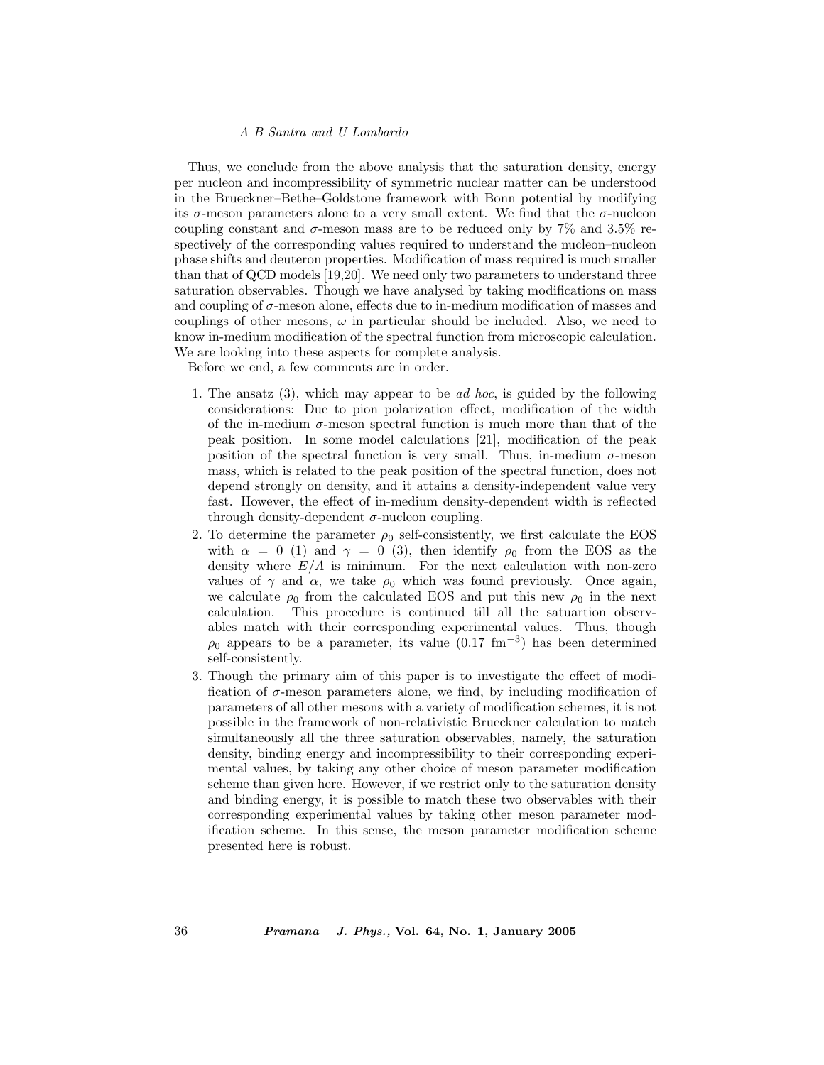Thus, we conclude from the above analysis that the saturation density, energy per nucleon and incompressibility of symmetric nuclear matter can be understood in the Brueckner–Bethe–Goldstone framework with Bonn potential by modifying its $\sigma$-meson parameters alone to a very small extent. We find that the $\sigma$-nucleon coupling constant and $\sigma$-meson mass are to be reduced only by 7% and 3.5% respectively of the corresponding values required to understand the nucleon–nucleon phase shifts and deuteron properties. Modification of mass required is much smaller than that of QCD models [19,20]. We need only two parameters to understand three saturation observables. Though we have analysed by taking modifications on mass and coupling of $\sigma$-meson alone, effects due to in-medium modification of masses and couplings of other mesons, $\omega$ in particular should be included. Also, we need to know in-medium modification of the spectral function from microscopic calculation. We are looking into these aspects for complete analysis.

Before we end, a few comments are in order.

1. The ansatz (3), which may appear to be *ad hoc*, is guided by the following considerations: Due to pion polarization effect, modification of the width of the in-medium $\sigma$-meson spectral function is much more than that of the peak position. In some model calculations [21], modification of the peak position of the spectral function is very small. Thus, in-medium $\sigma$-meson mass, which is related to the peak position of the spectral function, does not depend strongly on density, and it attains a density-independent value very fast. However, the effect of in-medium density-dependent width is reflected through density-dependent $\sigma$-nucleon coupling.
2. To determine the parameter $\rho_0$ self-consistently, we first calculate the EOS with $\alpha = 0$ (1) and $\gamma = 0$ (3), then identify $\rho_0$ from the EOS as the density where $E/A$ is minimum. For the next calculation with non-zero values of $\gamma$ and $\alpha$, we take $\rho_0$ which was found previously. Once again, we calculate $\rho_0$ from the calculated EOS and put this new $\rho_0$ in the next calculation. This procedure is continued till all the satuartion observables match with their corresponding experimental values. Thus, though $\rho_0$ appears to be a parameter, its value (0.17 $\text{fm}^{-3}$) has been determined self-consistently.
3. Though the primary aim of this paper is to investigate the effect of modification of $\sigma$-meson parameters alone, we find, by including modification of parameters of all other mesons with a variety of modification schemes, it is not possible in the framework of non-relativistic Brueckner calculation to match simultaneously all the three saturation observables, namely, the saturation density, binding energy and incompressibility to their corresponding experimental values, by taking any other choice of meson parameter modification scheme than given here. However, if we restrict only to the saturation density and binding energy, it is possible to match these two observables with their corresponding experimental values by taking other meson parameter modification scheme. In this sense, the meson parameter modification scheme presented here is robust.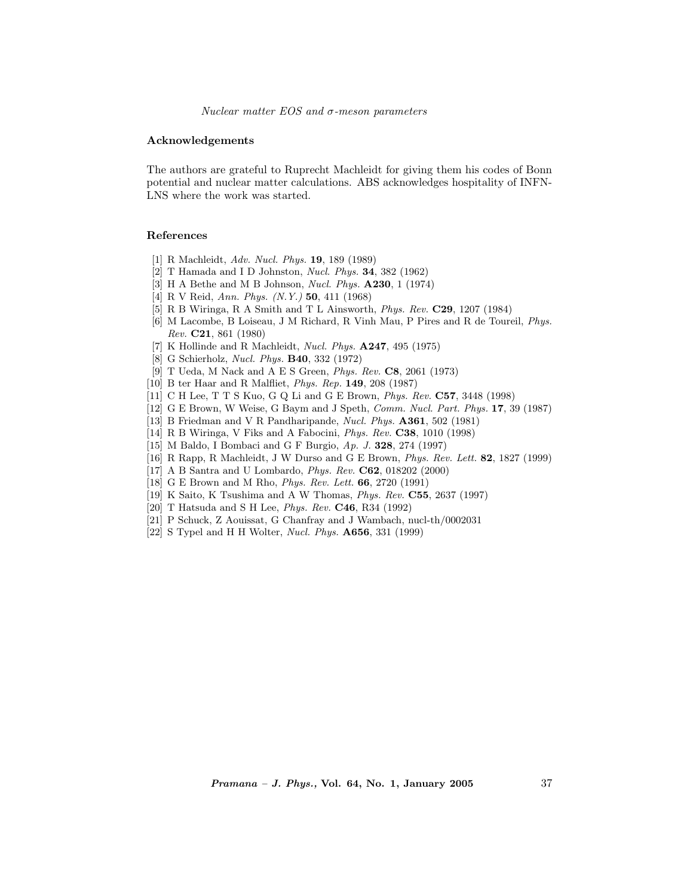## Acknowledgements

The authors are grateful to Ruprecht Machleidt for giving them his codes of Bonn potential and nuclear matter calculations. ABS acknowledges hospitality of INFN-LNS where the work was started.

## References

[1] R Machleidt, *Adv. Nucl. Phys.* **19**, 189 (1989)
[2] T Hamada and I D Johnston, *Nucl. Phys.* **34**, 382 (1962)
[3] H A Bethe and M B Johnson, *Nucl. Phys.* **A230**, 1 (1974)
[4] R V Reid, *Ann. Phys. (N.Y.)* **50**, 411 (1968)
[5] R B Wiringa, R A Smith and T L Ainsworth, *Phys. Rev.* **C29**, 1207 (1984)
[6] M Lacombe, B Loiseau, J M Richard, R Vinh Mau, P Pires and R de Toureil, *Phys. Rev.* **C21**, 861 (1980)
[7] K Hollinde and R Machleidt, *Nucl. Phys.* **A247**, 495 (1975)
[8] G Schierholz, *Nucl. Phys.* **B40**, 332 (1972)
[9] T Ueda, M Nack and A E S Green, *Phys. Rev.* **C8**, 2061 (1973)
[10] B ter Haar and R Malfliet, *Phys. Rep.* **149**, 208 (1987)
[11] C H Lee, T T S Kuo, G Q Li and G E Brown, *Phys. Rev.* **C57**, 3448 (1998)
[12] G E Brown, W Weise, G Baym and J Speth, *Comm. Nucl. Part. Phys.* **17**, 39 (1987)
[13] B Friedman and V R Pandharipande, *Nucl. Phys.* **A361**, 502 (1981)
[14] R B Wiringa, V Fiks and A Fabocini, *Phys. Rev.* **C38**, 1010 (1998)
[15] M Baldo, I Bombaci and G F Burgio, *Ap. J.* **328**, 274 (1997)
[16] R Rapp, R Machleidt, J W Durso and G E Brown, *Phys. Rev. Lett.* **82**, 1827 (1999)
[17] A B Santra and U Lombardo, *Phys. Rev.* **C62**, 018202 (2000)
[18] G E Brown and M Rho, *Phys. Rev. Lett.* **66**, 2720 (1991)
[19] K Saito, K Tsushima and A W Thomas, *Phys. Rev.* **C55**, 2637 (1997)
[20] T Hatsuda and S H Lee, *Phys. Rev.* **C46**, R34 (1992)
[21] P Schuck, Z Aouissat, G Chanfray and J Wambach, nucl-th/0002031
[22] S Typel and H H Wolter, *Nucl. Phys.* **A656**, 331 (1999)